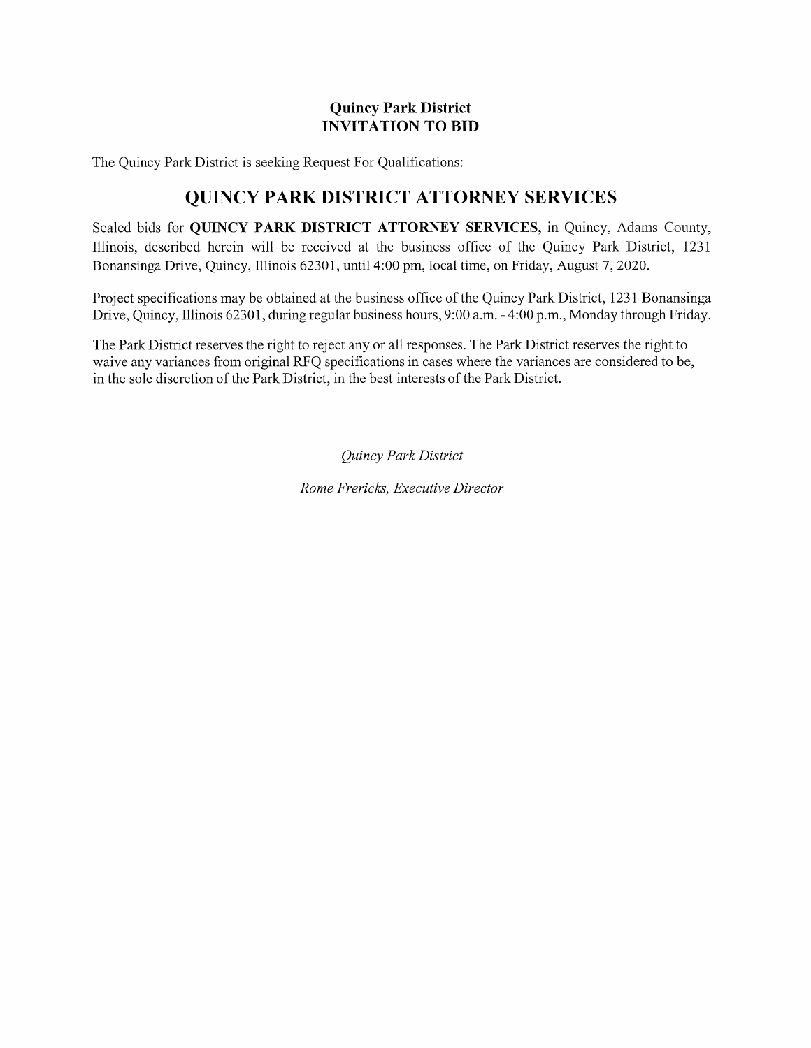**Quincy Park District**
**INVITATION TO BID**

The Quincy Park District is seeking Request For Qualifications:

## QUINCY PARK DISTRICT ATTORNEY SERVICES

Sealed bids for **QUINCY PARK DISTRICT ATTORNEY SERVICES,** in Quincy, Adams County, Illinois, described herein will be received at the business office of the Quincy Park District, 1231 Bonansinga Drive, Quincy, Illinois 62301, until 4:00 pm, local time, on Friday, August 7, 2020.

Project specifications may be obtained at the business office of the Quincy Park District, 1231 Bonansinga Drive, Quincy, Illinois 62301, during regular business hours, 9:00 a.m. - 4:00 p.m., Monday through Friday.

The Park District reserves the right to reject any or all responses. The Park District reserves the right to waive any variances from original RFQ specifications in cases where the variances are considered to be, in the sole discretion of the Park District, in the best interests of the Park District.

*Quincy Park District*

*Rome Frericks, Executive Director*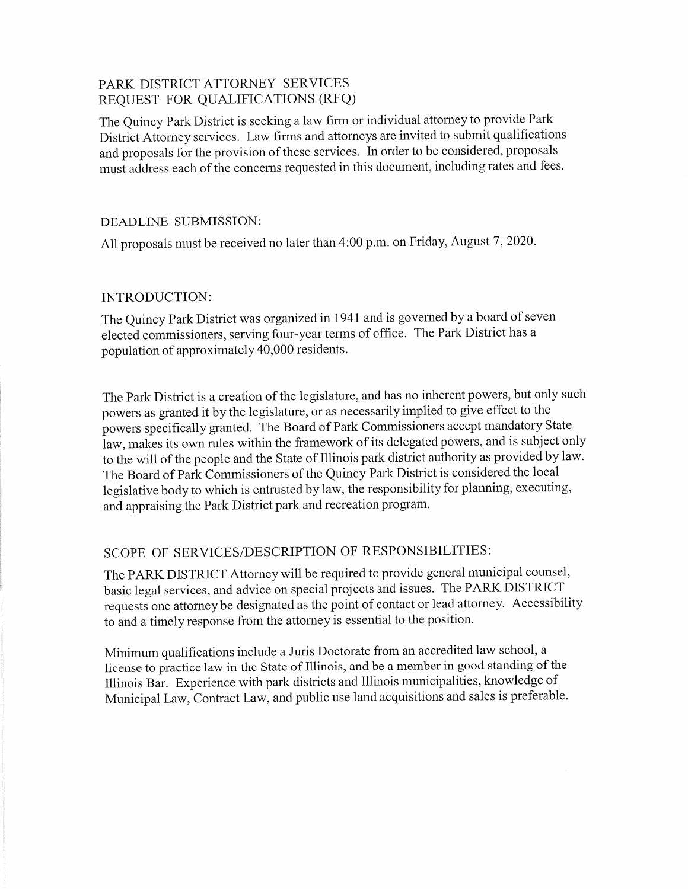## PARK DISTRICT ATTORNEY SERVICES
## REQUEST FOR QUALIFICATIONS (RFQ)

The Quincy Park District is seeking a law firm or individual attorney to provide Park District Attorney services. Law firms and attorneys are invited to submit qualifications and proposals for the provision of these services. In order to be considered, proposals must address each of the concerns requested in this document, including rates and fees.

### DEADLINE SUBMISSION:

All proposals must be received no later than 4:00 p.m. on Friday, August 7, 2020.

### INTRODUCTION:

The Quincy Park District was organized in 1941 and is governed by a board of seven elected commissioners, serving four-year terms of office. The Park District has a population of approximately 40,000 residents.

The Park District is a creation of the legislature, and has no inherent powers, but only such powers as granted it by the legislature, or as necessarily implied to give effect to the powers specifically granted. The Board of Park Commissioners accept mandatory State law, makes its own rules within the framework of its delegated powers, and is subject only to the will of the people and the State of Illinois park district authority as provided by law. The Board of Park Commissioners of the Quincy Park District is considered the local legislative body to which is entrusted by law, the responsibility for planning, executing, and appraising the Park District park and recreation program.

### SCOPE OF SERVICES/DESCRIPTION OF RESPONSIBILITIES:

The PARK DISTRICT Attorney will be required to provide general municipal counsel, basic legal services, and advice on special projects and issues. The PARK DISTRICT requests one attorney be designated as the point of contact or lead attorney. Accessibility to and a timely response from the attorney is essential to the position.

Minimum qualifications include a Juris Doctorate from an accredited law school, a license to practice law in the State of Illinois, and be a member in good standing of the Illinois Bar. Experience with park districts and Illinois municipalities, knowledge of Municipal Law, Contract Law, and public use land acquisitions and sales is preferable.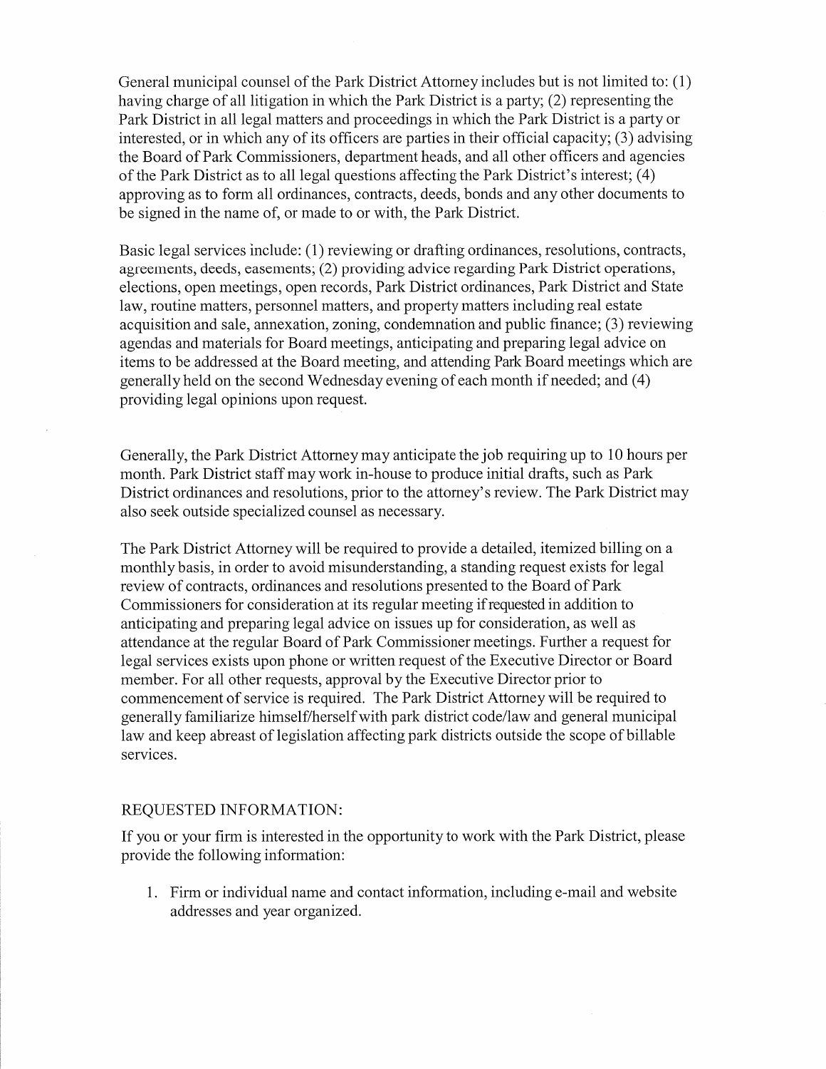General municipal counsel of the Park District Attorney includes but is not limited to: (1) having charge of all litigation in which the Park District is a party; (2) representing the Park District in all legal matters and proceedings in which the Park District is a party or interested, or in which any of its officers are parties in their official capacity; (3) advising the Board of Park Commissioners, department heads, and all other officers and agencies of the Park District as to all legal questions affecting the Park District's interest; (4) approving as to form all ordinances, contracts, deeds, bonds and any other documents to be signed in the name of, or made to or with, the Park District.

Basic legal services include: (1) reviewing or drafting ordinances, resolutions, contracts, agreements, deeds, easements; (2) providing advice regarding Park District operations, elections, open meetings, open records, Park District ordinances, Park District and State law, routine matters, personnel matters, and property matters including real estate acquisition and sale, annexation, zoning, condemnation and public finance; (3) reviewing agendas and materials for Board meetings, anticipating and preparing legal advice on items to be addressed at the Board meeting, and attending Park Board meetings which are generally held on the second Wednesday evening of each month if needed; and (4) providing legal opinions upon request.

Generally, the Park District Attorney may anticipate the job requiring up to 10 hours per month. Park District staff may work in-house to produce initial drafts, such as Park District ordinances and resolutions, prior to the attorney's review. The Park District may also seek outside specialized counsel as necessary.

The Park District Attorney will be required to provide a detailed, itemized billing on a monthly basis, in order to avoid misunderstanding, a standing request exists for legal review of contracts, ordinances and resolutions presented to the Board of Park Commissioners for consideration at its regular meeting if requested in addition to anticipating and preparing legal advice on issues up for consideration, as well as attendance at the regular Board of Park Commissioner meetings. Further a request for legal services exists upon phone or written request of the Executive Director or Board member. For all other requests, approval by the Executive Director prior to commencement of service is required. The Park District Attorney will be required to generally familiarize himself/herself with park district code/law and general municipal law and keep abreast of legislation affecting park districts outside the scope of billable services.

REQUESTED INFORMATION:

If you or your firm is interested in the opportunity to work with the Park District, please provide the following information:

1. Firm or individual name and contact information, including e-mail and website addresses and year organized.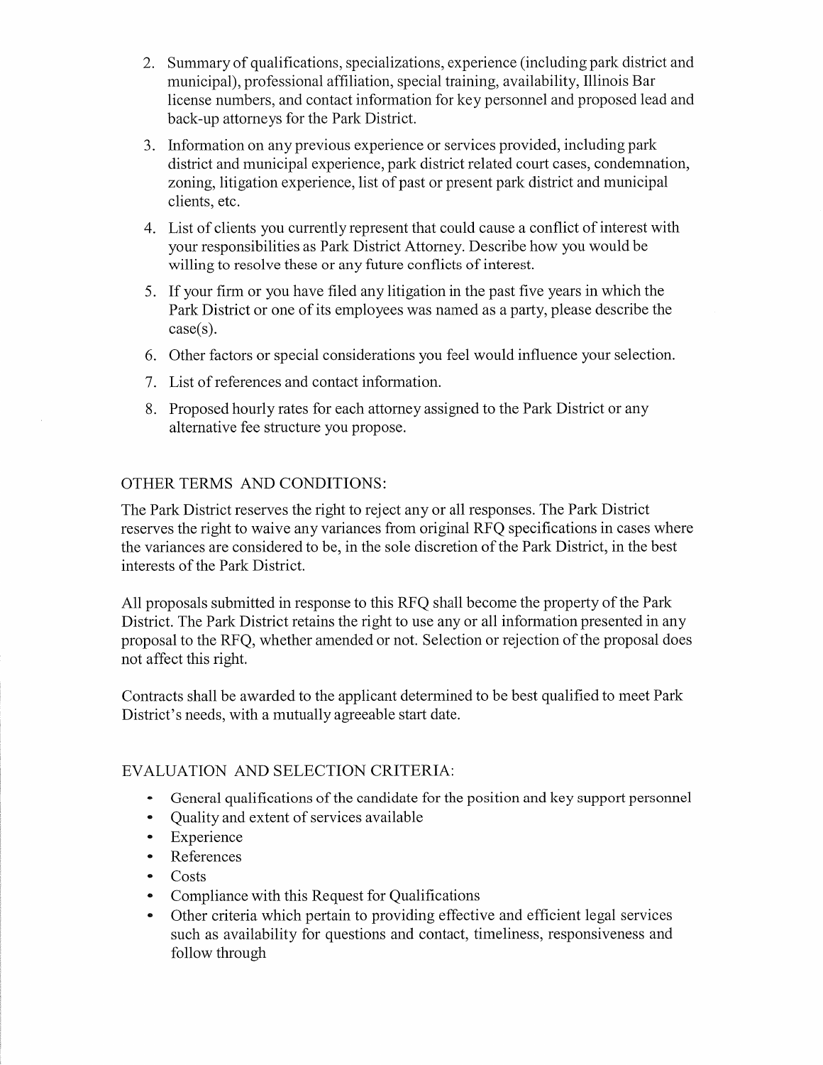2. Summary of qualifications, specializations, experience (including park district and municipal), professional affiliation, special training, availability, Illinois Bar license numbers, and contact information for key personnel and proposed lead and back-up attorneys for the Park District.
3. Information on any previous experience or services provided, including park district and municipal experience, park district related court cases, condemnation, zoning, litigation experience, list of past or present park district and municipal clients, etc.
4. List of clients you currently represent that could cause a conflict of interest with your responsibilities as Park District Attorney. Describe how you would be willing to resolve these or any future conflicts of interest.
5. If your firm or you have filed any litigation in the past five years in which the Park District or one of its employees was named as a party, please describe the case(s).
6. Other factors or special considerations you feel would influence your selection.
7. List of references and contact information.
8. Proposed hourly rates for each attorney assigned to the Park District or any alternative fee structure you propose.

## OTHER TERMS AND CONDITIONS:

The Park District reserves the right to reject any or all responses. The Park District reserves the right to waive any variances from original RFQ specifications in cases where the variances are considered to be, in the sole discretion of the Park District, in the best interests of the Park District.

All proposals submitted in response to this RFQ shall become the property of the Park District. The Park District retains the right to use any or all information presented in any proposal to the RFQ, whether amended or not. Selection or rejection of the proposal does not affect this right.

Contracts shall be awarded to the applicant determined to be best qualified to meet Park District's needs, with a mutually agreeable start date.

## EVALUATION AND SELECTION CRITERIA:

- General qualifications of the candidate for the position and key support personnel
- Quality and extent of services available
- Experience
- References
- Costs
- Compliance with this Request for Qualifications
- Other criteria which pertain to providing effective and efficient legal services such as availability for questions and contact, timeliness, responsiveness and follow through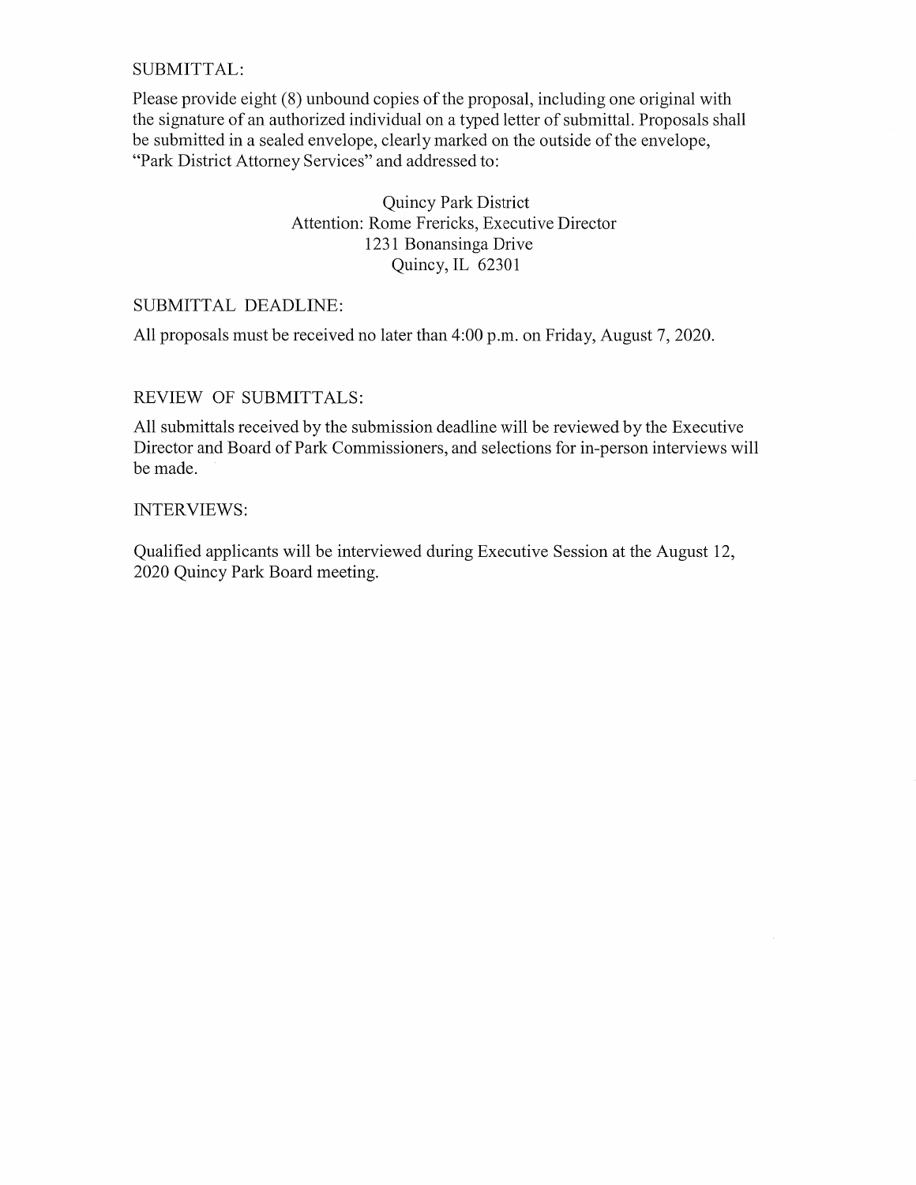SUBMITTAL:

Please provide eight (8) unbound copies of the proposal, including one original with the signature of an authorized individual on a typed letter of submittal. Proposals shall be submitted in a sealed envelope, clearly marked on the outside of the envelope, "Park District Attorney Services" and addressed to:

Quincy Park District
Attention: Rome Frericks, Executive Director
1231 Bonansinga Drive
Quincy, IL 62301

SUBMITTAL DEADLINE:

All proposals must be received no later than 4:00 p.m. on Friday, August 7, 2020.

REVIEW OF SUBMITTALS:

All submittals received by the submission deadline will be reviewed by the Executive Director and Board of Park Commissioners, and selections for in-person interviews will be made.

INTERVIEWS:

Qualified applicants will be interviewed during Executive Session at the August 12, 2020 Quincy Park Board meeting.